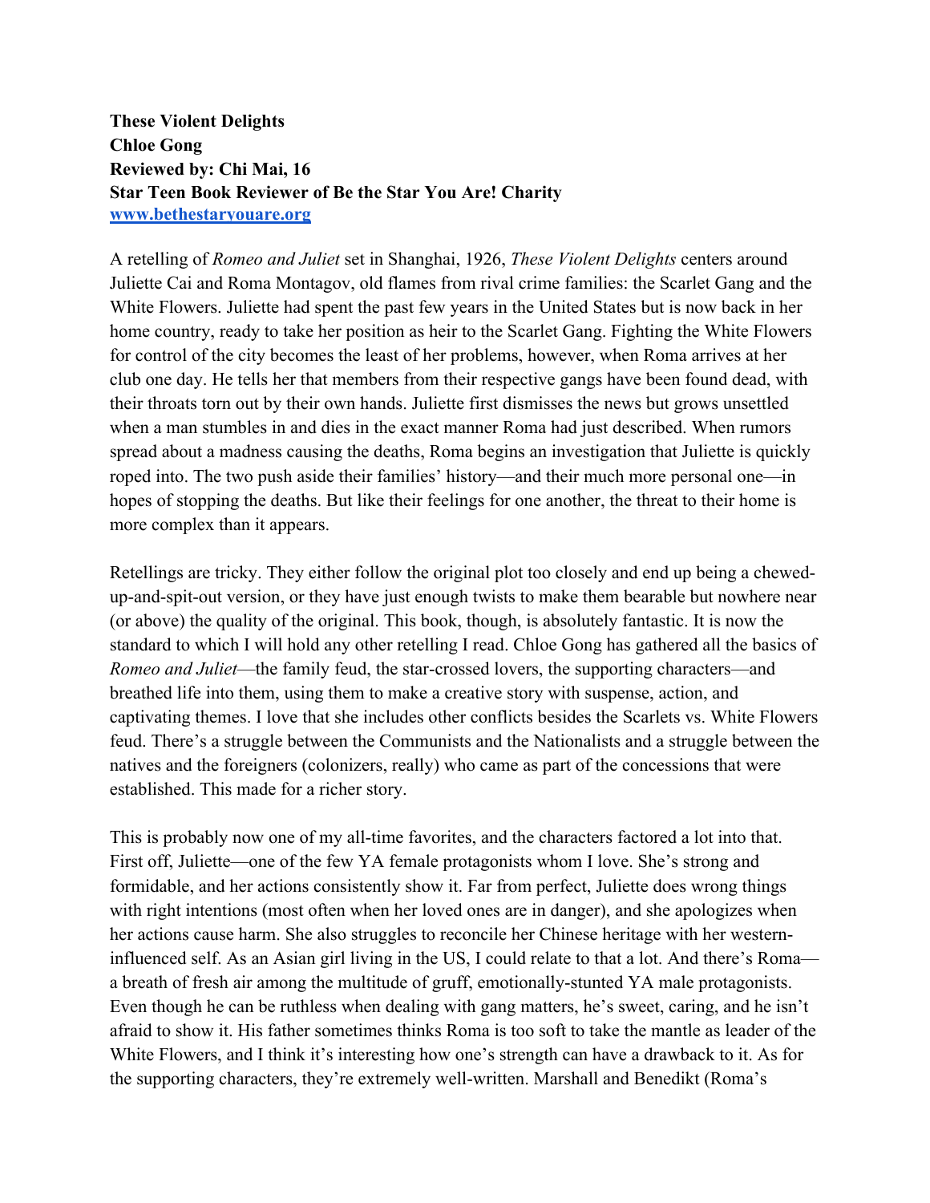**These Violent Delights**
**Chloe Gong**
**Reviewed by: Chi Mai, 16**
**Star Teen Book Reviewer of Be the Star You Are! Charity**
**[www.bethestaryouare.org](http://www.bethestaryouare.org)**

A retelling of *Romeo and Juliet* set in Shanghai, 1926, *These Violent Delights* centers around Juliette Cai and Roma Montagov, old flames from rival crime families: the Scarlet Gang and the White Flowers. Juliette had spent the past few years in the United States but is now back in her home country, ready to take her position as heir to the Scarlet Gang. Fighting the White Flowers for control of the city becomes the least of her problems, however, when Roma arrives at her club one day. He tells her that members from their respective gangs have been found dead, with their throats torn out by their own hands. Juliette first dismisses the news but grows unsettled when a man stumbles in and dies in the exact manner Roma had just described. When rumors spread about a madness causing the deaths, Roma begins an investigation that Juliette is quickly roped into. The two push aside their families' history—and their much more personal one—in hopes of stopping the deaths. But like their feelings for one another, the threat to their home is more complex than it appears.

Retellings are tricky. They either follow the original plot too closely and end up being a chewed-up-and-spit-out version, or they have just enough twists to make them bearable but nowhere near (or above) the quality of the original. This book, though, is absolutely fantastic. It is now the standard to which I will hold any other retelling I read. Chloe Gong has gathered all the basics of *Romeo and Juliet*—the family feud, the star-crossed lovers, the supporting characters—and breathed life into them, using them to make a creative story with suspense, action, and captivating themes. I love that she includes other conflicts besides the Scarlets vs. White Flowers feud. There's a struggle between the Communists and the Nationalists and a struggle between the natives and the foreigners (colonizers, really) who came as part of the concessions that were established. This made for a richer story.

This is probably now one of my all-time favorites, and the characters factored a lot into that. First off, Juliette—one of the few YA female protagonists whom I love. She's strong and formidable, and her actions consistently show it. Far from perfect, Juliette does wrong things with right intentions (most often when her loved ones are in danger), and she apologizes when her actions cause harm. She also struggles to reconcile her Chinese heritage with her western-influenced self. As an Asian girl living in the US, I could relate to that a lot. And there's Roma—a breath of fresh air among the multitude of gruff, emotionally-stunted YA male protagonists. Even though he can be ruthless when dealing with gang matters, he's sweet, caring, and he isn't afraid to show it. His father sometimes thinks Roma is too soft to take the mantle as leader of the White Flowers, and I think it's interesting how one's strength can have a drawback to it. As for the supporting characters, they're extremely well-written. Marshall and Benedikt (Roma's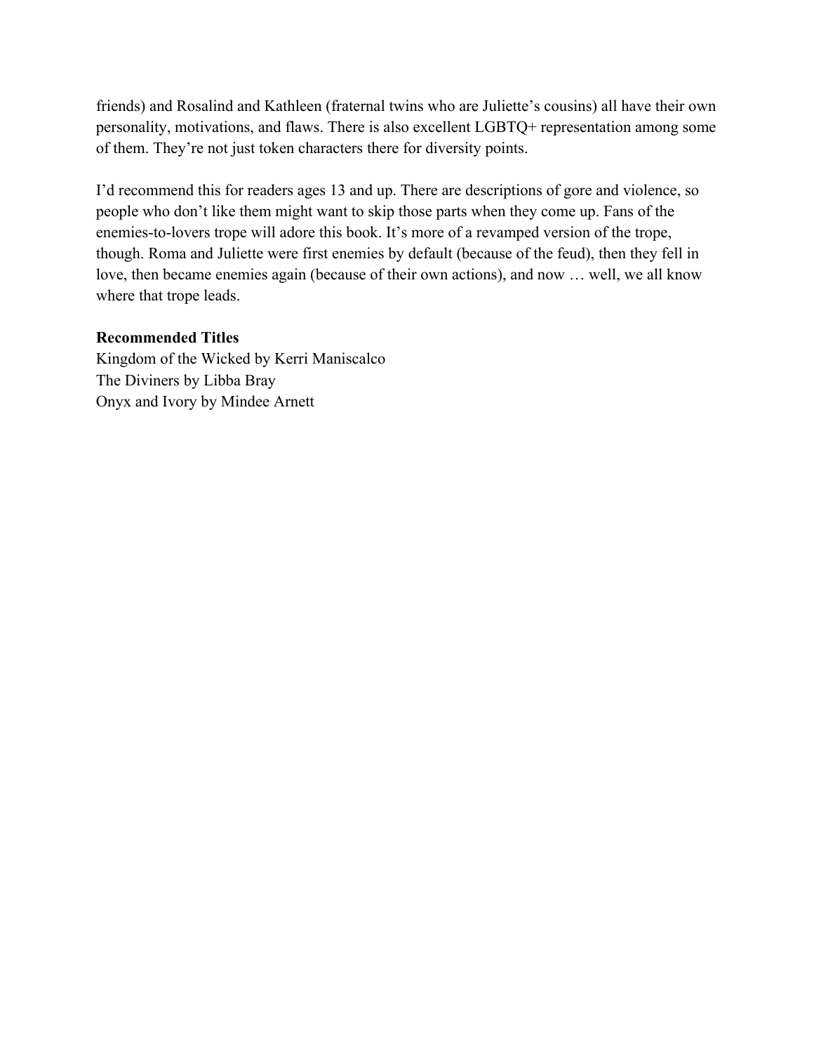friends) and Rosalind and Kathleen (fraternal twins who are Juliette's cousins) all have their own personality, motivations, and flaws. There is also excellent LGBTQ+ representation among some of them. They're not just token characters there for diversity points.

I'd recommend this for readers ages 13 and up. There are descriptions of gore and violence, so people who don't like them might want to skip those parts when they come up. Fans of the enemies-to-lovers trope will adore this book. It's more of a revamped version of the trope, though. Roma and Juliette were first enemies by default (because of the feud), then they fell in love, then became enemies again (because of their own actions), and now … well, we all know where that trope leads.

**Recommended Titles**
Kingdom of the Wicked by Kerri Maniscalco
The Diviners by Libba Bray
Onyx and Ivory by Mindee Arnett